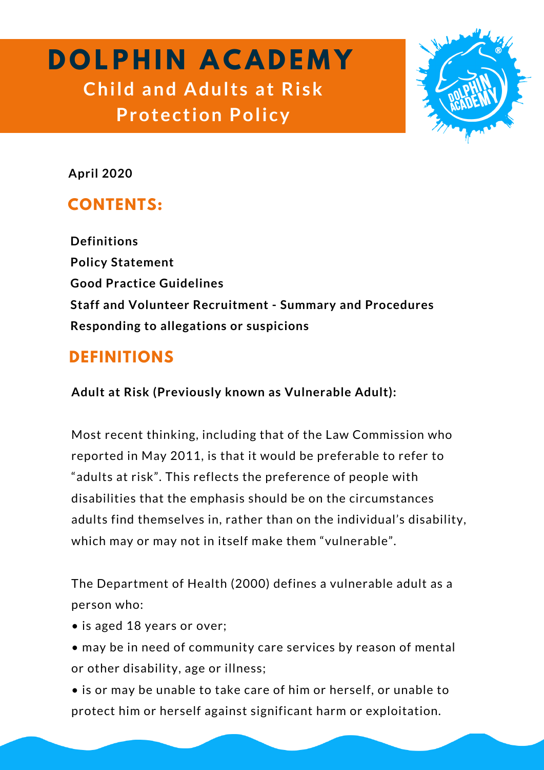# DOLPHIN ACADEMY

## Child and Adults at Risk Protection Policy

**April 2020**

## CONTENTS:

**Definitions**
**Policy Statement**
**Good Practice Guidelines**
**Staff and Volunteer Recruitment - Summary and Procedures**
**Responding to allegations or suspicions**

## DEFINITIONS

**Adult at Risk (Previously known as Vulnerable Adult):**

Most recent thinking, including that of the Law Commission who reported in May 2011, is that it would be preferable to refer to "adults at risk". This reflects the preference of people with disabilities that the emphasis should be on the circumstances adults find themselves in, rather than on the individual's disability, which may or may not in itself make them "vulnerable".

The Department of Health (2000) defines a vulnerable adult as a person who:

- is aged 18 years or over;
- may be in need of community care services by reason of mental or other disability, age or illness;
- is or may be unable to take care of him or herself, or unable to protect him or herself against significant harm or exploitation.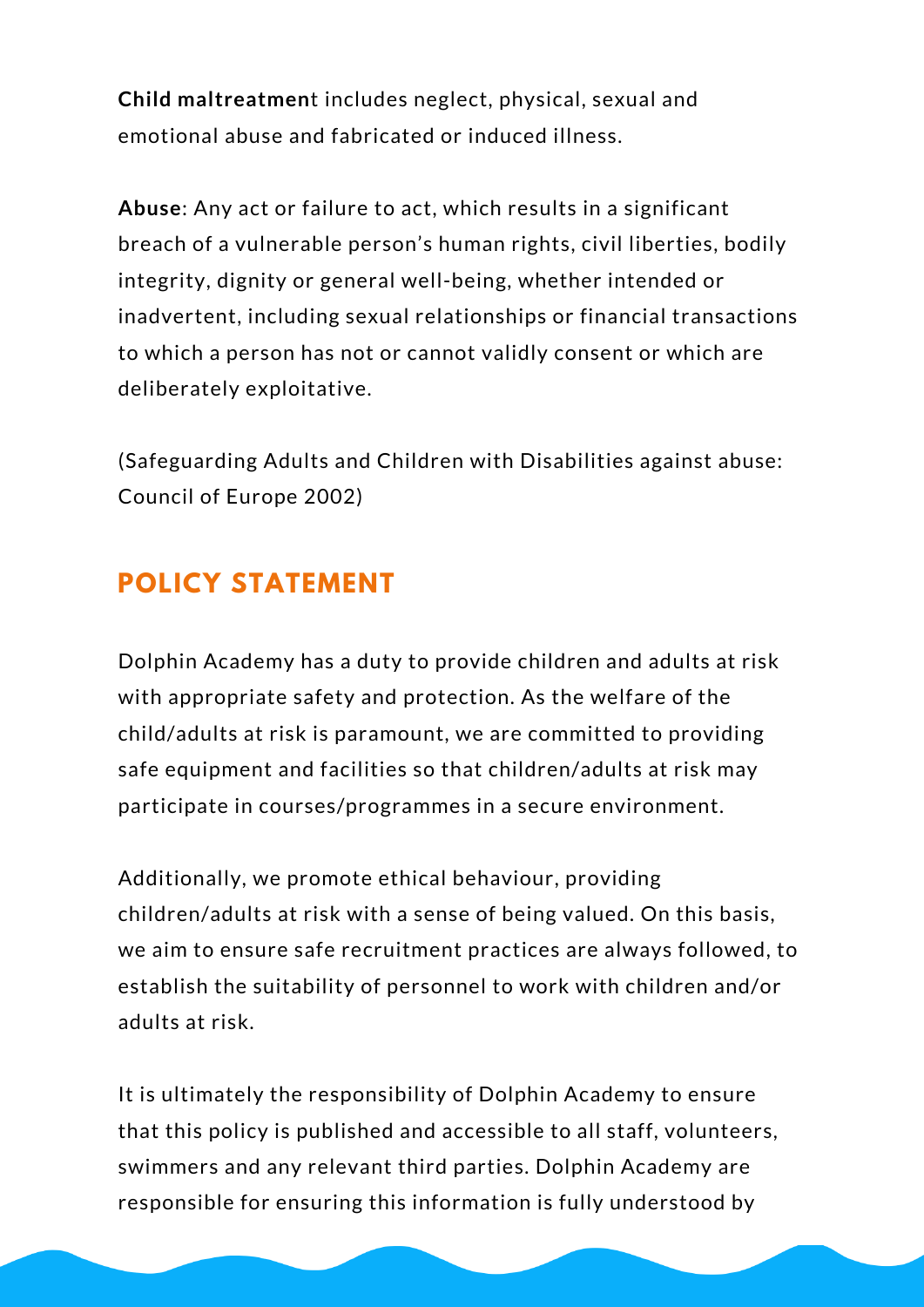**Child maltreatment** includes neglect, physical, sexual and emotional abuse and fabricated or induced illness.

**Abuse**: Any act or failure to act, which results in a significant breach of a vulnerable person's human rights, civil liberties, bodily integrity, dignity or general well-being, whether intended or inadvertent, including sexual relationships or financial transactions to which a person has not or cannot validly consent or which are deliberately exploitative.

(Safeguarding Adults and Children with Disabilities against abuse: Council of Europe 2002)

## POLICY STATEMENT

Dolphin Academy has a duty to provide children and adults at risk with appropriate safety and protection. As the welfare of the child/adults at risk is paramount, we are committed to providing safe equipment and facilities so that children/adults at risk may participate in courses/programmes in a secure environment.

Additionally, we promote ethical behaviour, providing children/adults at risk with a sense of being valued. On this basis, we aim to ensure safe recruitment practices are always followed, to establish the suitability of personnel to work with children and/or adults at risk.

It is ultimately the responsibility of Dolphin Academy to ensure that this policy is published and accessible to all staff, volunteers, swimmers and any relevant third parties. Dolphin Academy are responsible for ensuring this information is fully understood by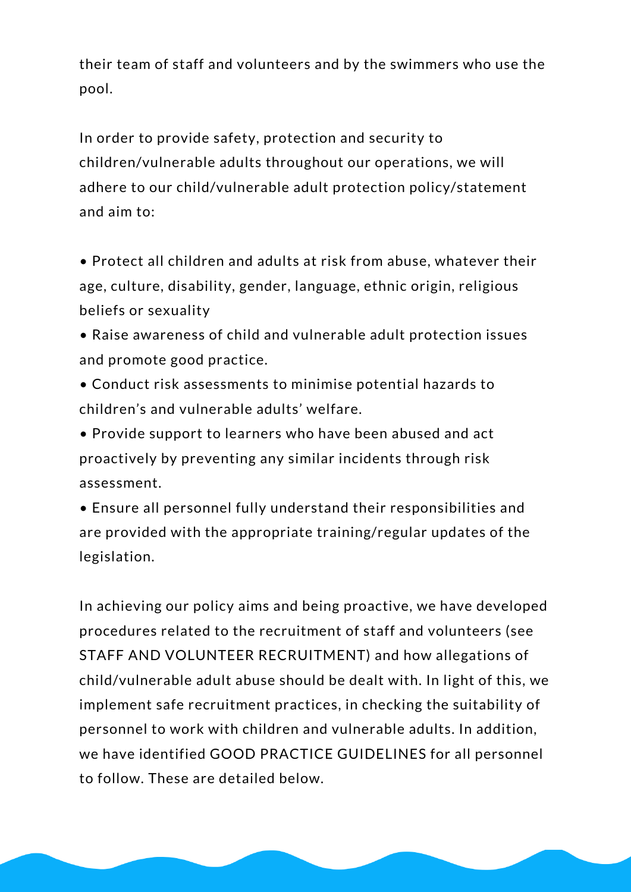their team of staff and volunteers and by the swimmers who use the pool.

In order to provide safety, protection and security to children/vulnerable adults throughout our operations, we will adhere to our child/vulnerable adult protection policy/statement and aim to:

- Protect all children and adults at risk from abuse, whatever their age, culture, disability, gender, language, ethnic origin, religious beliefs or sexuality
- Raise awareness of child and vulnerable adult protection issues and promote good practice.
- Conduct risk assessments to minimise potential hazards to children's and vulnerable adults' welfare.
- Provide support to learners who have been abused and act proactively by preventing any similar incidents through risk assessment.
- Ensure all personnel fully understand their responsibilities and are provided with the appropriate training/regular updates of the legislation.

In achieving our policy aims and being proactive, we have developed procedures related to the recruitment of staff and volunteers (see STAFF AND VOLUNTEER RECRUITMENT) and how allegations of child/vulnerable adult abuse should be dealt with. In light of this, we implement safe recruitment practices, in checking the suitability of personnel to work with children and vulnerable adults. In addition, we have identified GOOD PRACTICE GUIDELINES for all personnel to follow. These are detailed below.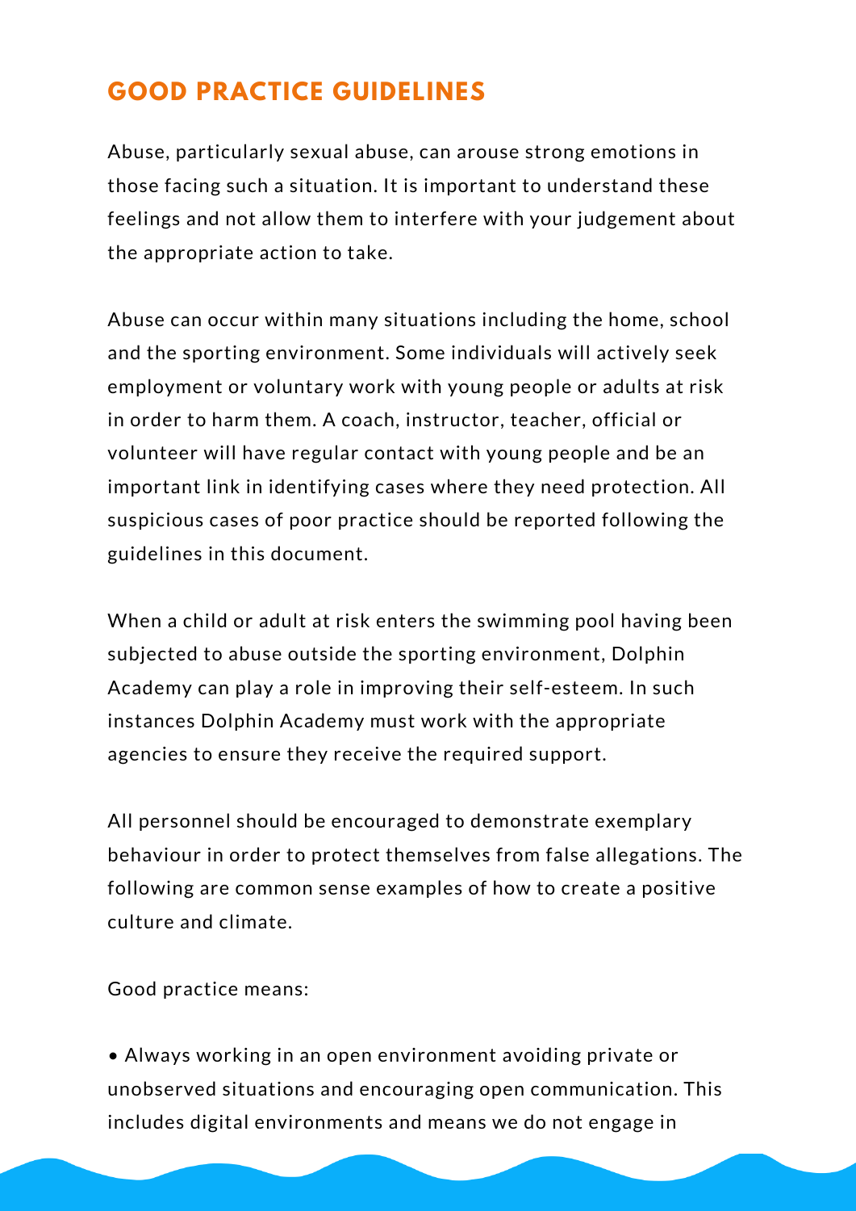## GOOD PRACTICE GUIDELINES

Abuse, particularly sexual abuse, can arouse strong emotions in those facing such a situation. It is important to understand these feelings and not allow them to interfere with your judgement about the appropriate action to take.

Abuse can occur within many situations including the home, school and the sporting environment. Some individuals will actively seek employment or voluntary work with young people or adults at risk in order to harm them. A coach, instructor, teacher, official or volunteer will have regular contact with young people and be an important link in identifying cases where they need protection. All suspicious cases of poor practice should be reported following the guidelines in this document.

When a child or adult at risk enters the swimming pool having been subjected to abuse outside the sporting environment, Dolphin Academy can play a role in improving their self-esteem. In such instances Dolphin Academy must work with the appropriate agencies to ensure they receive the required support.

All personnel should be encouraged to demonstrate exemplary behaviour in order to protect themselves from false allegations. The following are common sense examples of how to create a positive culture and climate.

Good practice means:

- Always working in an open environment avoiding private or unobserved situations and encouraging open communication. This includes digital environments and means we do not engage in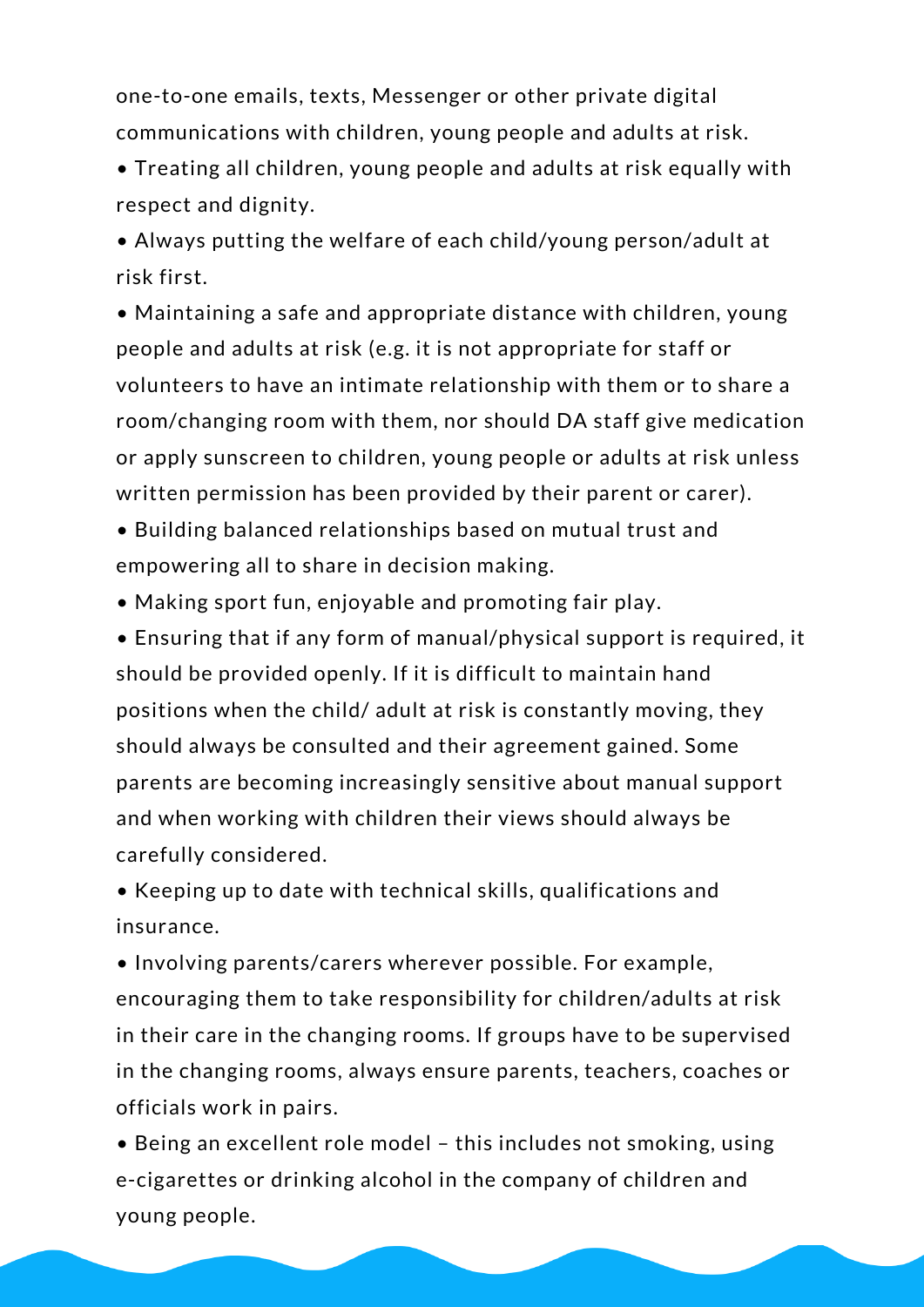one-to-one emails, texts, Messenger or other private digital communications with children, young people and adults at risk.

- Treating all children, young people and adults at risk equally with respect and dignity.
- Always putting the welfare of each child/young person/adult at risk first.
- Maintaining a safe and appropriate distance with children, young people and adults at risk (e.g. it is not appropriate for staff or volunteers to have an intimate relationship with them or to share a room/changing room with them, nor should DA staff give medication or apply sunscreen to children, young people or adults at risk unless written permission has been provided by their parent or carer).
- Building balanced relationships based on mutual trust and empowering all to share in decision making.
- Making sport fun, enjoyable and promoting fair play.
- Ensuring that if any form of manual/physical support is required, it should be provided openly. If it is difficult to maintain hand positions when the child/ adult at risk is constantly moving, they should always be consulted and their agreement gained. Some parents are becoming increasingly sensitive about manual support and when working with children their views should always be carefully considered.
- Keeping up to date with technical skills, qualifications and insurance.
- Involving parents/carers wherever possible. For example, encouraging them to take responsibility for children/adults at risk in their care in the changing rooms. If groups have to be supervised in the changing rooms, always ensure parents, teachers, coaches or officials work in pairs.
- Being an excellent role model – this includes not smoking, using e-cigarettes or drinking alcohol in the company of children and young people.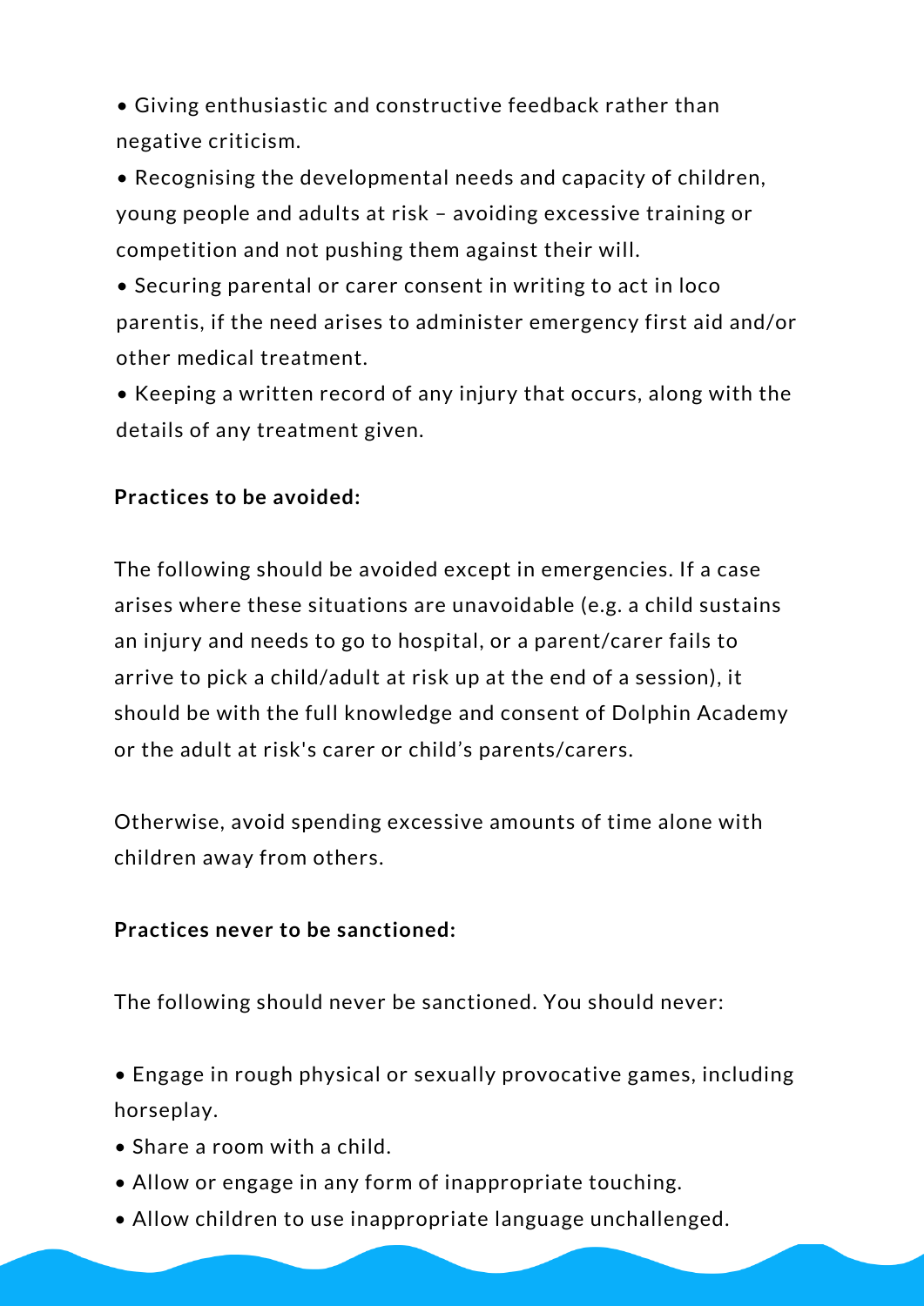- Giving enthusiastic and constructive feedback rather than negative criticism.
- Recognising the developmental needs and capacity of children, young people and adults at risk – avoiding excessive training or competition and not pushing them against their will.
- Securing parental or carer consent in writing to act in loco parentis, if the need arises to administer emergency first aid and/or other medical treatment.
- Keeping a written record of any injury that occurs, along with the details of any treatment given.

**Practices to be avoided:**

The following should be avoided except in emergencies. If a case arises where these situations are unavoidable (e.g. a child sustains an injury and needs to go to hospital, or a parent/carer fails to arrive to pick a child/adult at risk up at the end of a session), it should be with the full knowledge and consent of Dolphin Academy or the adult at risk's carer or child's parents/carers.

Otherwise, avoid spending excessive amounts of time alone with children away from others.

**Practices never to be sanctioned:**

The following should never be sanctioned. You should never:

- Engage in rough physical or sexually provocative games, including horseplay.
- Share a room with a child.
- Allow or engage in any form of inappropriate touching.
- Allow children to use inappropriate language unchallenged.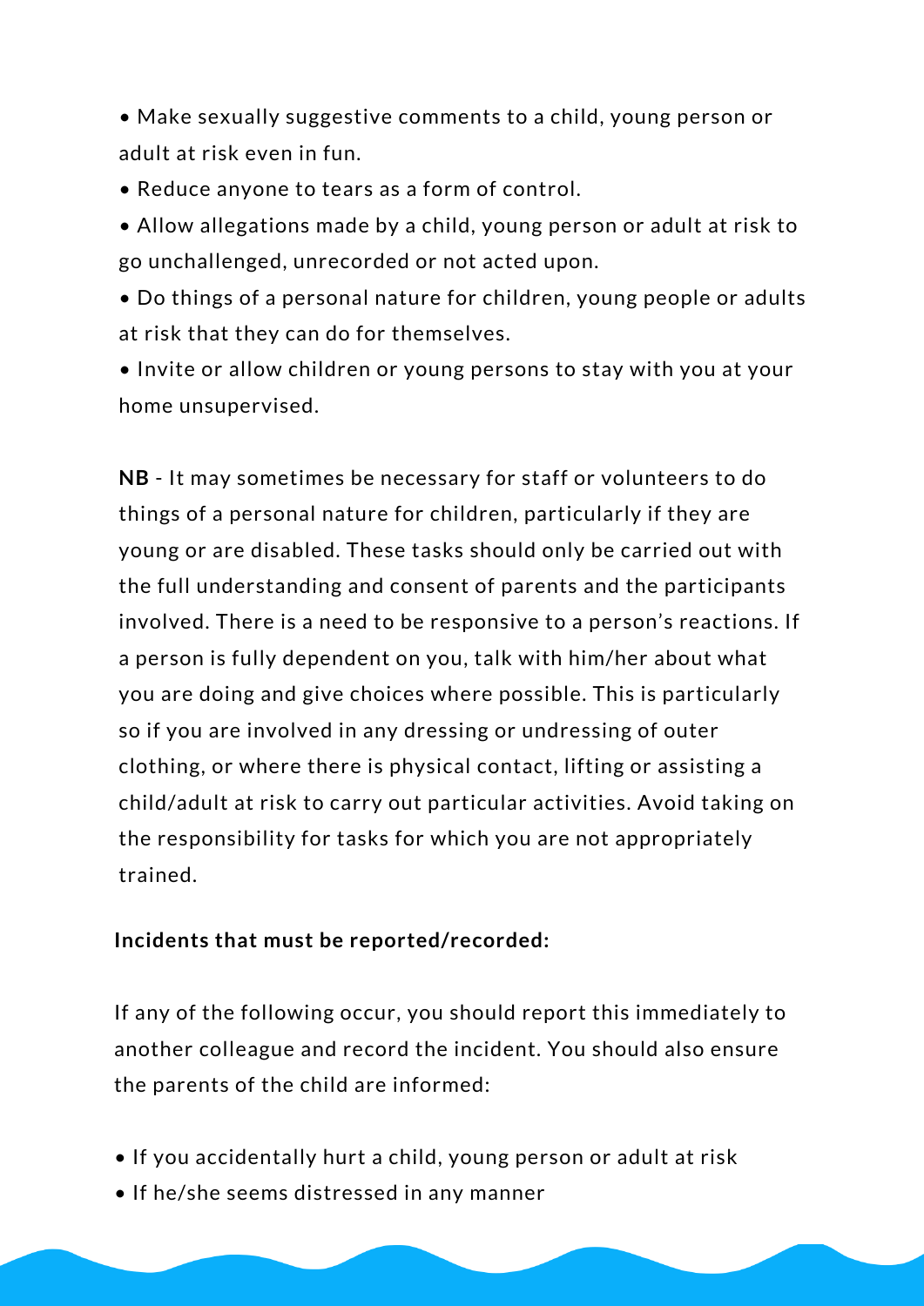- Make sexually suggestive comments to a child, young person or adult at risk even in fun.
- Reduce anyone to tears as a form of control.
- Allow allegations made by a child, young person or adult at risk to go unchallenged, unrecorded or not acted upon.
- Do things of a personal nature for children, young people or adults at risk that they can do for themselves.
- Invite or allow children or young persons to stay with you at your home unsupervised.

**NB** - It may sometimes be necessary for staff or volunteers to do things of a personal nature for children, particularly if they are young or are disabled. These tasks should only be carried out with the full understanding and consent of parents and the participants involved. There is a need to be responsive to a person's reactions. If a person is fully dependent on you, talk with him/her about what you are doing and give choices where possible. This is particularly so if you are involved in any dressing or undressing of outer clothing, or where there is physical contact, lifting or assisting a child/adult at risk to carry out particular activities. Avoid taking on the responsibility for tasks for which you are not appropriately trained.

**Incidents that must be reported/recorded:**

If any of the following occur, you should report this immediately to another colleague and record the incident. You should also ensure the parents of the child are informed:

- If you accidentally hurt a child, young person or adult at risk
- If he/she seems distressed in any manner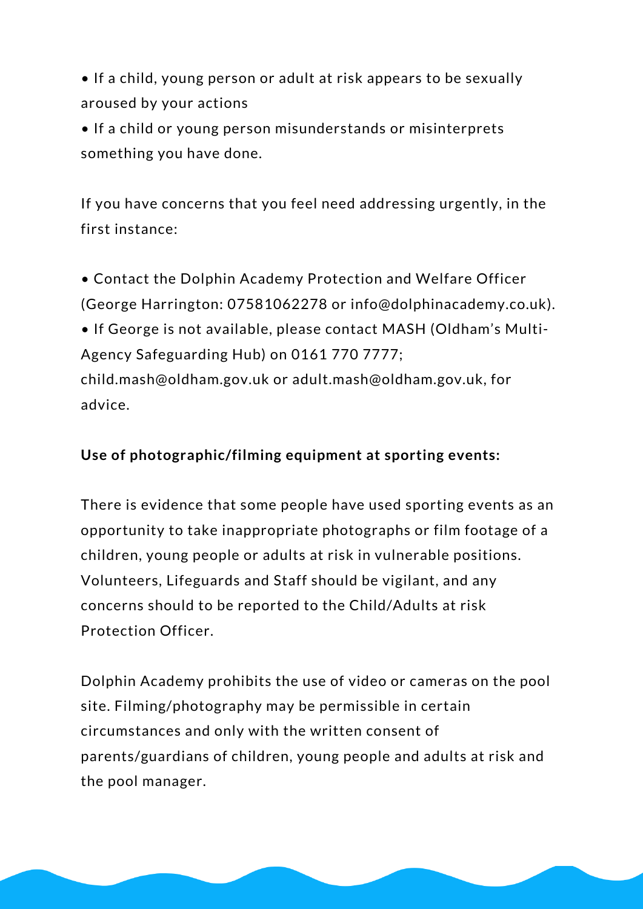- If a child, young person or adult at risk appears to be sexually aroused by your actions
- If a child or young person misunderstands or misinterprets something you have done.

If you have concerns that you feel need addressing urgently, in the first instance:

- Contact the Dolphin Academy Protection and Welfare Officer (George Harrington: 07581062278 or info@dolphinacademy.co.uk).
- If George is not available, please contact MASH (Oldham's Multi-Agency Safeguarding Hub) on 0161 770 7777; child.mash@oldham.gov.uk or adult.mash@oldham.gov.uk, for advice.

**Use of photographic/filming equipment at sporting events:**

There is evidence that some people have used sporting events as an opportunity to take inappropriate photographs or film footage of a children, young people or adults at risk in vulnerable positions. Volunteers, Lifeguards and Staff should be vigilant, and any concerns should to be reported to the Child/Adults at risk Protection Officer.

Dolphin Academy prohibits the use of video or cameras on the pool site. Filming/photography may be permissible in certain circumstances and only with the written consent of parents/guardians of children, young people and adults at risk and the pool manager.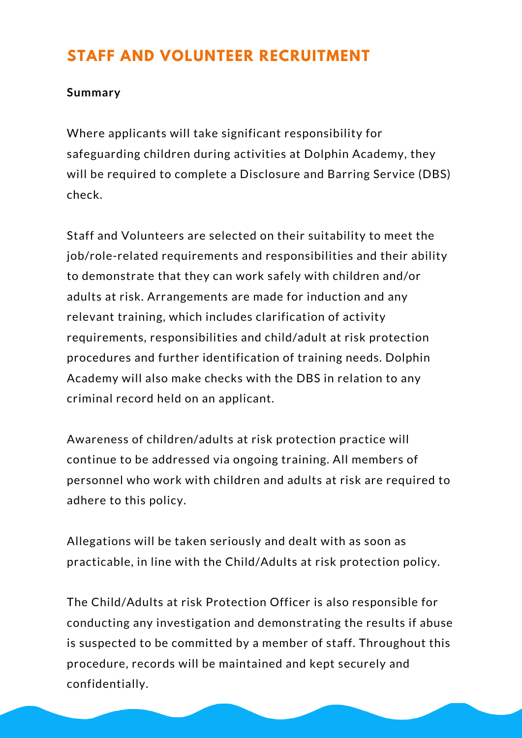# STAFF AND VOLUNTEER RECRUITMENT

**Summary**

Where applicants will take significant responsibility for safeguarding children during activities at Dolphin Academy, they will be required to complete a Disclosure and Barring Service (DBS) check.

Staff and Volunteers are selected on their suitability to meet the job/role-related requirements and responsibilities and their ability to demonstrate that they can work safely with children and/or adults at risk. Arrangements are made for induction and any relevant training, which includes clarification of activity requirements, responsibilities and child/adult at risk protection procedures and further identification of training needs. Dolphin Academy will also make checks with the DBS in relation to any criminal record held on an applicant.

Awareness of children/adults at risk protection practice will continue to be addressed via ongoing training. All members of personnel who work with children and adults at risk are required to adhere to this policy.

Allegations will be taken seriously and dealt with as soon as practicable, in line with the Child/Adults at risk protection policy.

The Child/Adults at risk Protection Officer is also responsible for conducting any investigation and demonstrating the results if abuse is suspected to be committed by a member of staff. Throughout this procedure, records will be maintained and kept securely and confidentially.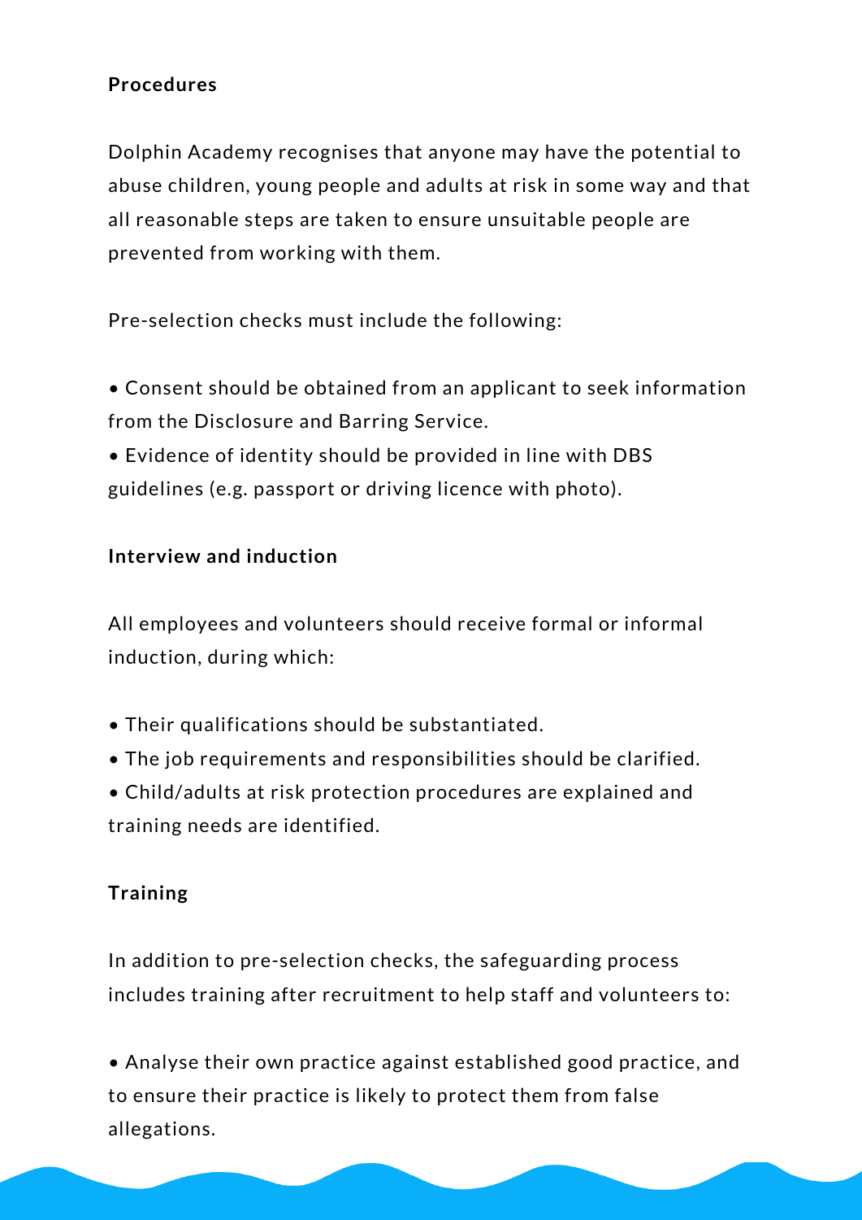**Procedures**

Dolphin Academy recognises that anyone may have the potential to abuse children, young people and adults at risk in some way and that all reasonable steps are taken to ensure unsuitable people are prevented from working with them.

Pre-selection checks must include the following:

- Consent should be obtained from an applicant to seek information from the Disclosure and Barring Service.
- Evidence of identity should be provided in line with DBS guidelines (e.g. passport or driving licence with photo).

**Interview and induction**

All employees and volunteers should receive formal or informal induction, during which:

- Their qualifications should be substantiated.
- The job requirements and responsibilities should be clarified.
- Child/adults at risk protection procedures are explained and training needs are identified.

**Training**

In addition to pre-selection checks, the safeguarding process includes training after recruitment to help staff and volunteers to:

- Analyse their own practice against established good practice, and to ensure their practice is likely to protect them from false allegations.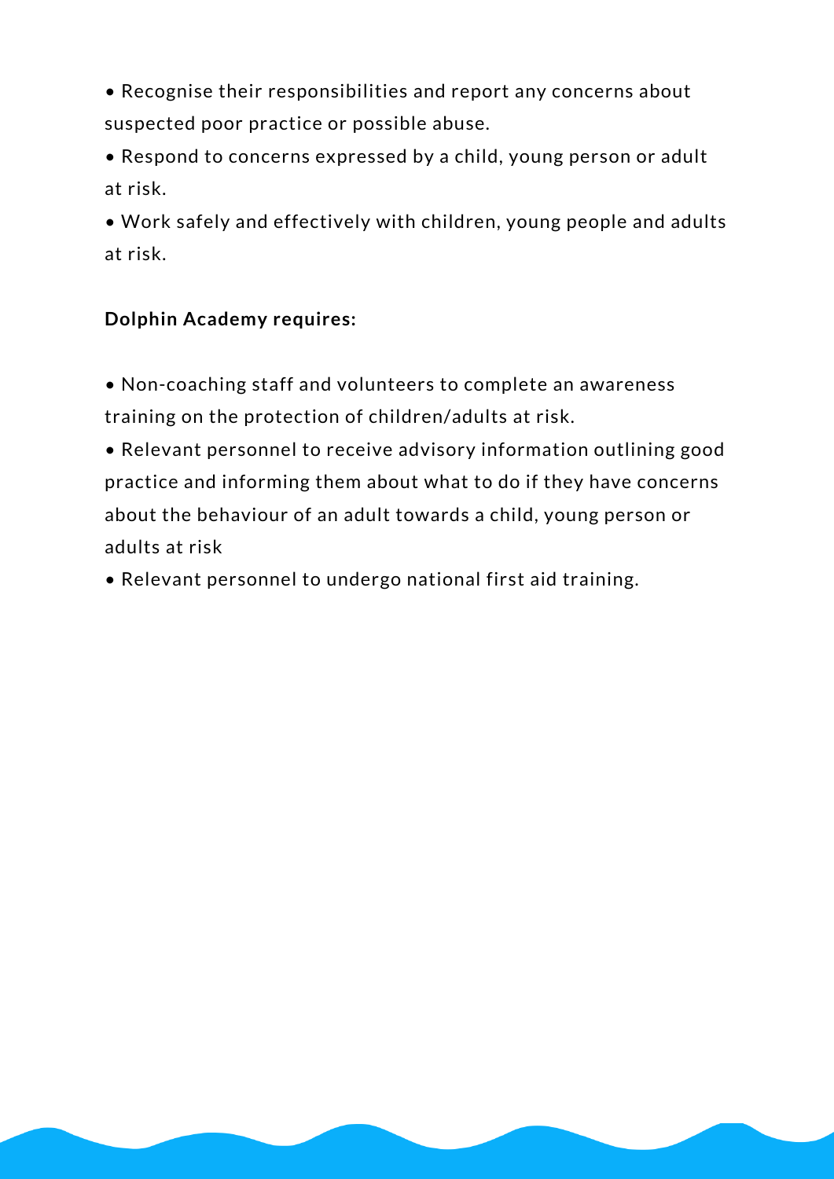- Recognise their responsibilities and report any concerns about suspected poor practice or possible abuse.
- Respond to concerns expressed by a child, young person or adult at risk.
- Work safely and effectively with children, young people and adults at risk.

**Dolphin Academy requires:**

- Non-coaching staff and volunteers to complete an awareness training on the protection of children/adults at risk.
- Relevant personnel to receive advisory information outlining good practice and informing them about what to do if they have concerns about the behaviour of an adult towards a child, young person or adults at risk
- Relevant personnel to undergo national first aid training.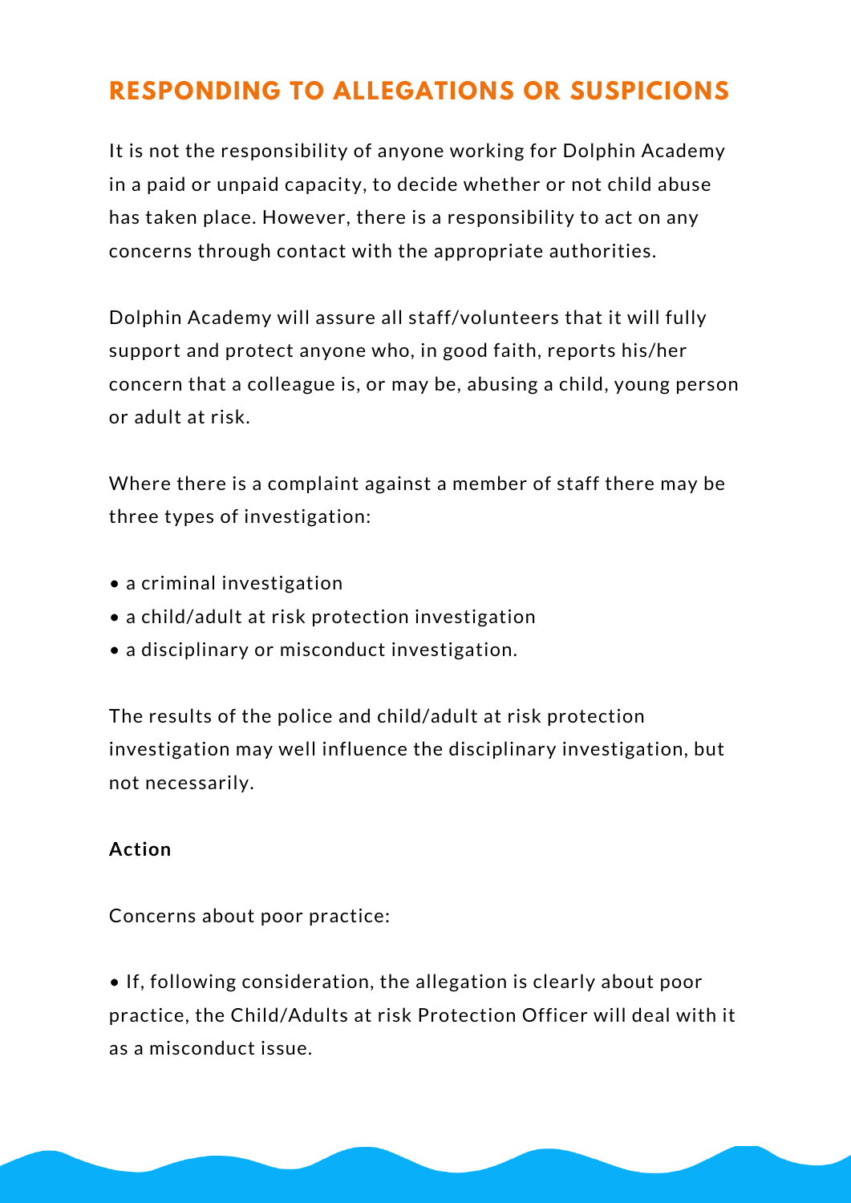## RESPONDING TO ALLEGATIONS OR SUSPICIONS

It is not the responsibility of anyone working for Dolphin Academy in a paid or unpaid capacity, to decide whether or not child abuse has taken place. However, there is a responsibility to act on any concerns through contact with the appropriate authorities.

Dolphin Academy will assure all staff/volunteers that it will fully support and protect anyone who, in good faith, reports his/her concern that a colleague is, or may be, abusing a child, young person or adult at risk.

Where there is a complaint against a member of staff there may be three types of investigation:

- a criminal investigation
- a child/adult at risk protection investigation
- a disciplinary or misconduct investigation.

The results of the police and child/adult at risk protection investigation may well influence the disciplinary investigation, but not necessarily.

**Action**

Concerns about poor practice:

- If, following consideration, the allegation is clearly about poor practice, the Child/Adults at risk Protection Officer will deal with it as a misconduct issue.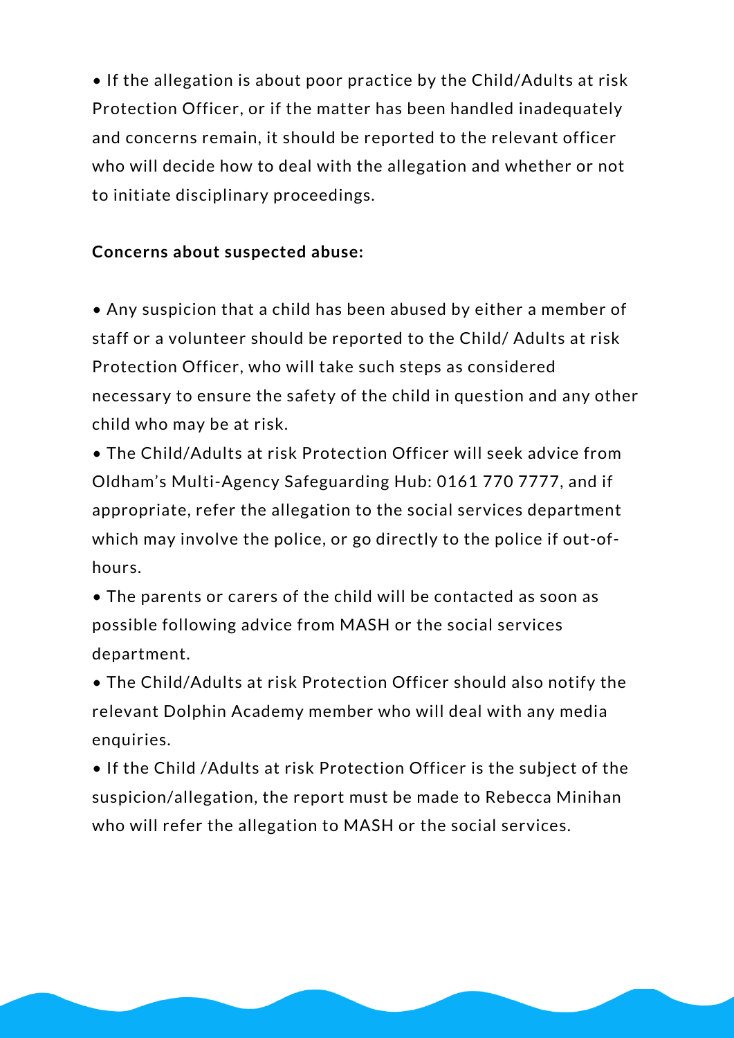- If the allegation is about poor practice by the Child/Adults at risk Protection Officer, or if the matter has been handled inadequately and concerns remain, it should be reported to the relevant officer who will decide how to deal with the allegation and whether or not to initiate disciplinary proceedings.

**Concerns about suspected abuse:**

- Any suspicion that a child has been abused by either a member of staff or a volunteer should be reported to the Child/ Adults at risk Protection Officer, who will take such steps as considered necessary to ensure the safety of the child in question and any other child who may be at risk.
- The Child/Adults at risk Protection Officer will seek advice from Oldham's Multi-Agency Safeguarding Hub: 0161 770 7777, and if appropriate, refer the allegation to the social services department which may involve the police, or go directly to the police if out-of-hours.
- The parents or carers of the child will be contacted as soon as possible following advice from MASH or the social services department.
- The Child/Adults at risk Protection Officer should also notify the relevant Dolphin Academy member who will deal with any media enquiries.
- If the Child /Adults at risk Protection Officer is the subject of the suspicion/allegation, the report must be made to Rebecca Minihan who will refer the allegation to MASH or the social services.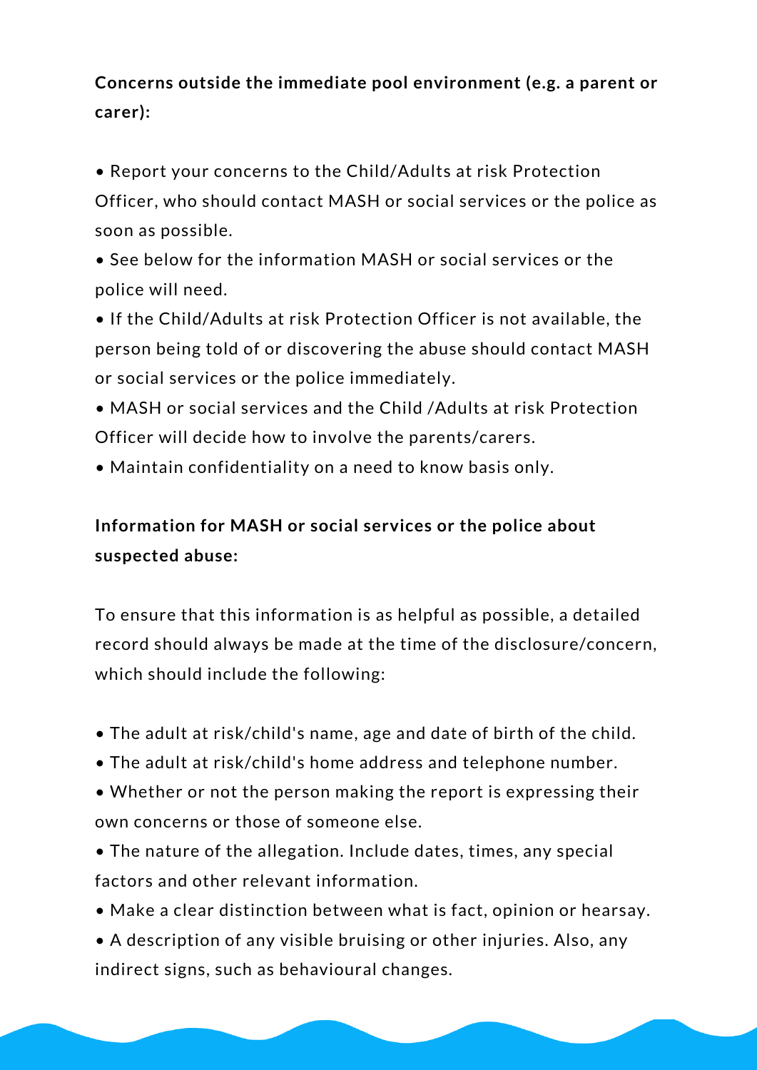**Concerns outside the immediate pool environment (e.g. a parent or carer):**

- Report your concerns to the Child/Adults at risk Protection Officer, who should contact MASH or social services or the police as soon as possible.
- See below for the information MASH or social services or the police will need.
- If the Child/Adults at risk Protection Officer is not available, the person being told of or discovering the abuse should contact MASH or social services or the police immediately.
- MASH or social services and the Child /Adults at risk Protection Officer will decide how to involve the parents/carers.
- Maintain confidentiality on a need to know basis only.

**Information for MASH or social services or the police about suspected abuse:**

To ensure that this information is as helpful as possible, a detailed record should always be made at the time of the disclosure/concern, which should include the following:

- The adult at risk/child's name, age and date of birth of the child.
- The adult at risk/child's home address and telephone number.
- Whether or not the person making the report is expressing their own concerns or those of someone else.
- The nature of the allegation. Include dates, times, any special factors and other relevant information.
- Make a clear distinction between what is fact, opinion or hearsay.
- A description of any visible bruising or other injuries. Also, any indirect signs, such as behavioural changes.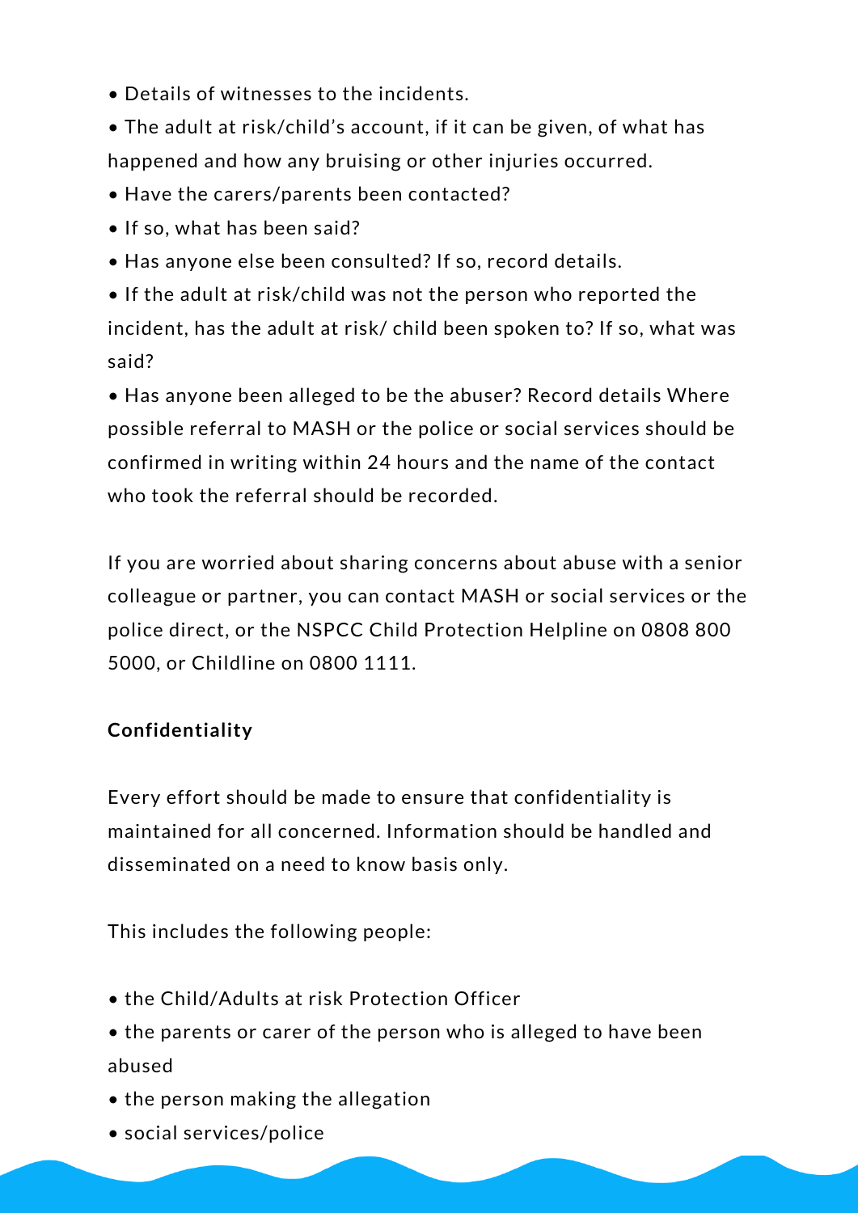- Details of witnesses to the incidents.
- The adult at risk/child's account, if it can be given, of what has happened and how any bruising or other injuries occurred.
- Have the carers/parents been contacted?
- If so, what has been said?
- Has anyone else been consulted? If so, record details.
- If the adult at risk/child was not the person who reported the incident, has the adult at risk/ child been spoken to? If so, what was said?
- Has anyone been alleged to be the abuser? Record details Where possible referral to MASH or the police or social services should be confirmed in writing within 24 hours and the name of the contact who took the referral should be recorded.

If you are worried about sharing concerns about abuse with a senior colleague or partner, you can contact MASH or social services or the police direct, or the NSPCC Child Protection Helpline on 0808 800 5000, or Childline on 0800 1111.

**Confidentiality**

Every effort should be made to ensure that confidentiality is maintained for all concerned. Information should be handled and disseminated on a need to know basis only.

This includes the following people:

- the Child/Adults at risk Protection Officer
- the parents or carer of the person who is alleged to have been abused
- the person making the allegation
- social services/police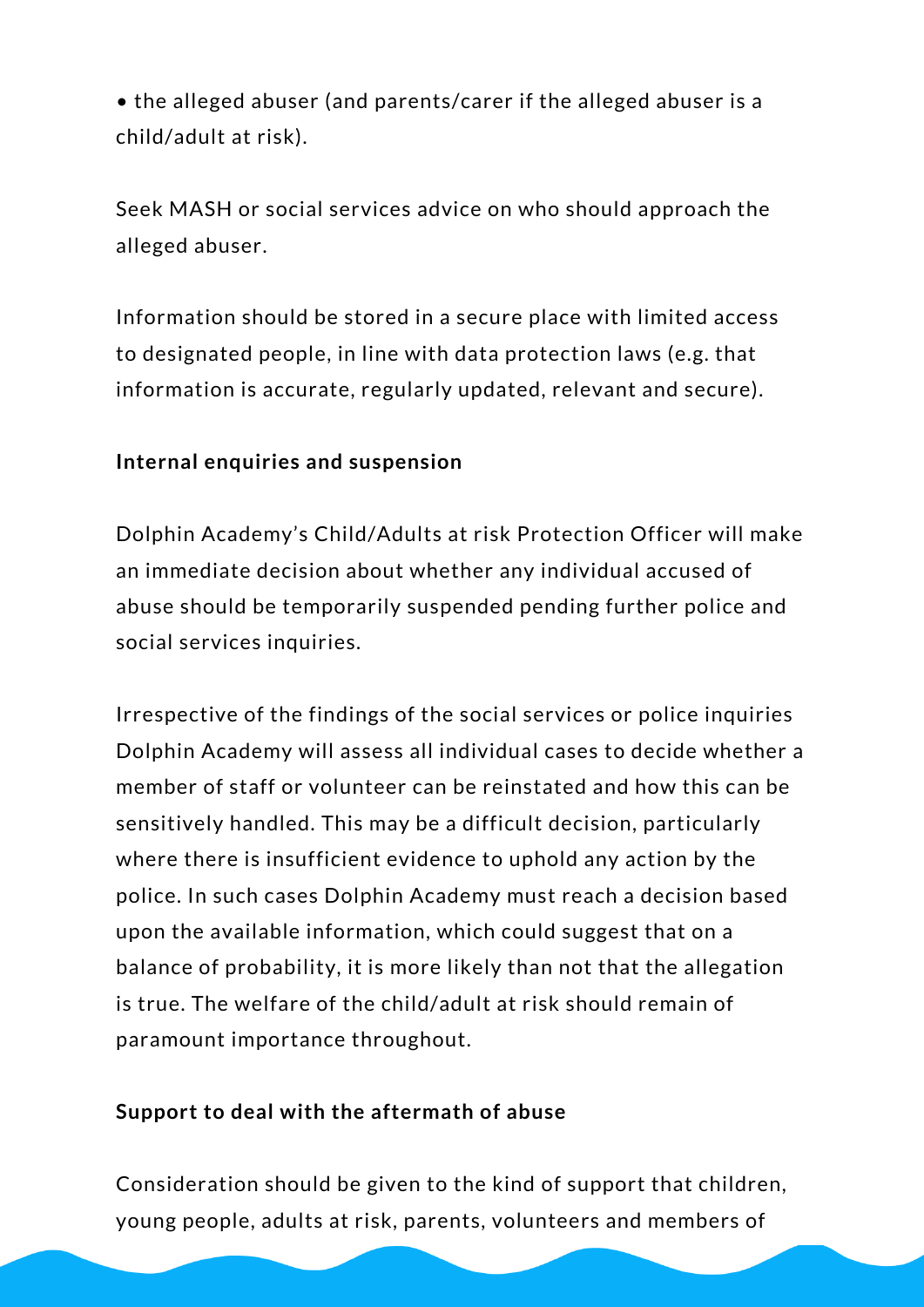- the alleged abuser (and parents/carer if the alleged abuser is a child/adult at risk).

Seek MASH or social services advice on who should approach the alleged abuser.

Information should be stored in a secure place with limited access to designated people, in line with data protection laws (e.g. that information is accurate, regularly updated, relevant and secure).

**Internal enquiries and suspension**

Dolphin Academy's Child/Adults at risk Protection Officer will make an immediate decision about whether any individual accused of abuse should be temporarily suspended pending further police and social services inquiries.

Irrespective of the findings of the social services or police inquiries Dolphin Academy will assess all individual cases to decide whether a member of staff or volunteer can be reinstated and how this can be sensitively handled. This may be a difficult decision, particularly where there is insufficient evidence to uphold any action by the police. In such cases Dolphin Academy must reach a decision based upon the available information, which could suggest that on a balance of probability, it is more likely than not that the allegation is true. The welfare of the child/adult at risk should remain of paramount importance throughout.

**Support to deal with the aftermath of abuse**

Consideration should be given to the kind of support that children, young people, adults at risk, parents, volunteers and members of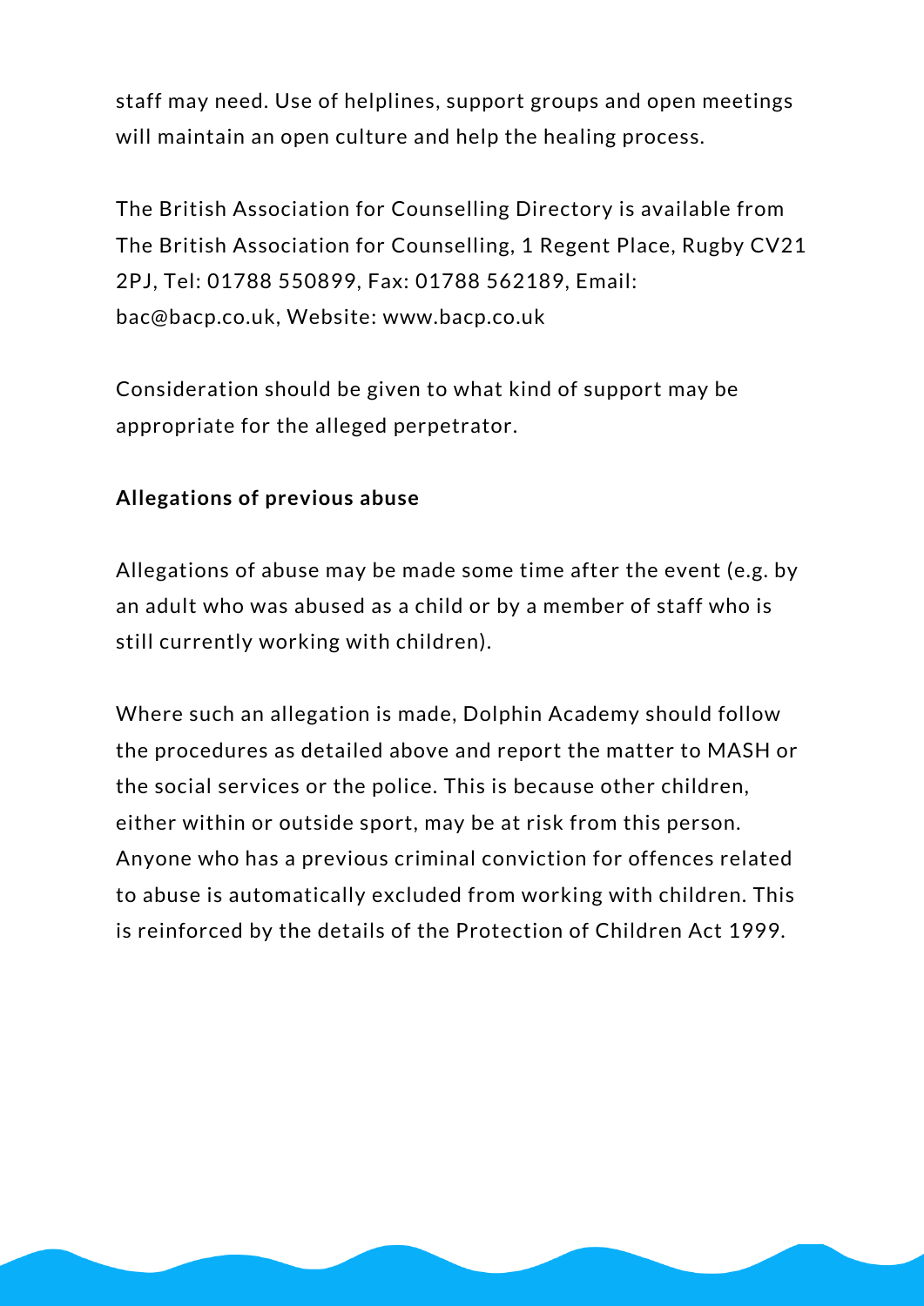staff may need. Use of helplines, support groups and open meetings will maintain an open culture and help the healing process.

The British Association for Counselling Directory is available from The British Association for Counselling, 1 Regent Place, Rugby CV21 2PJ, Tel: 01788 550899, Fax: 01788 562189, Email: bac@bacp.co.uk, Website: www.bacp.co.uk

Consideration should be given to what kind of support may be appropriate for the alleged perpetrator.

**Allegations of previous abuse**

Allegations of abuse may be made some time after the event (e.g. by an adult who was abused as a child or by a member of staff who is still currently working with children).

Where such an allegation is made, Dolphin Academy should follow the procedures as detailed above and report the matter to MASH or the social services or the police. This is because other children, either within or outside sport, may be at risk from this person. Anyone who has a previous criminal conviction for offences related to abuse is automatically excluded from working with children. This is reinforced by the details of the Protection of Children Act 1999.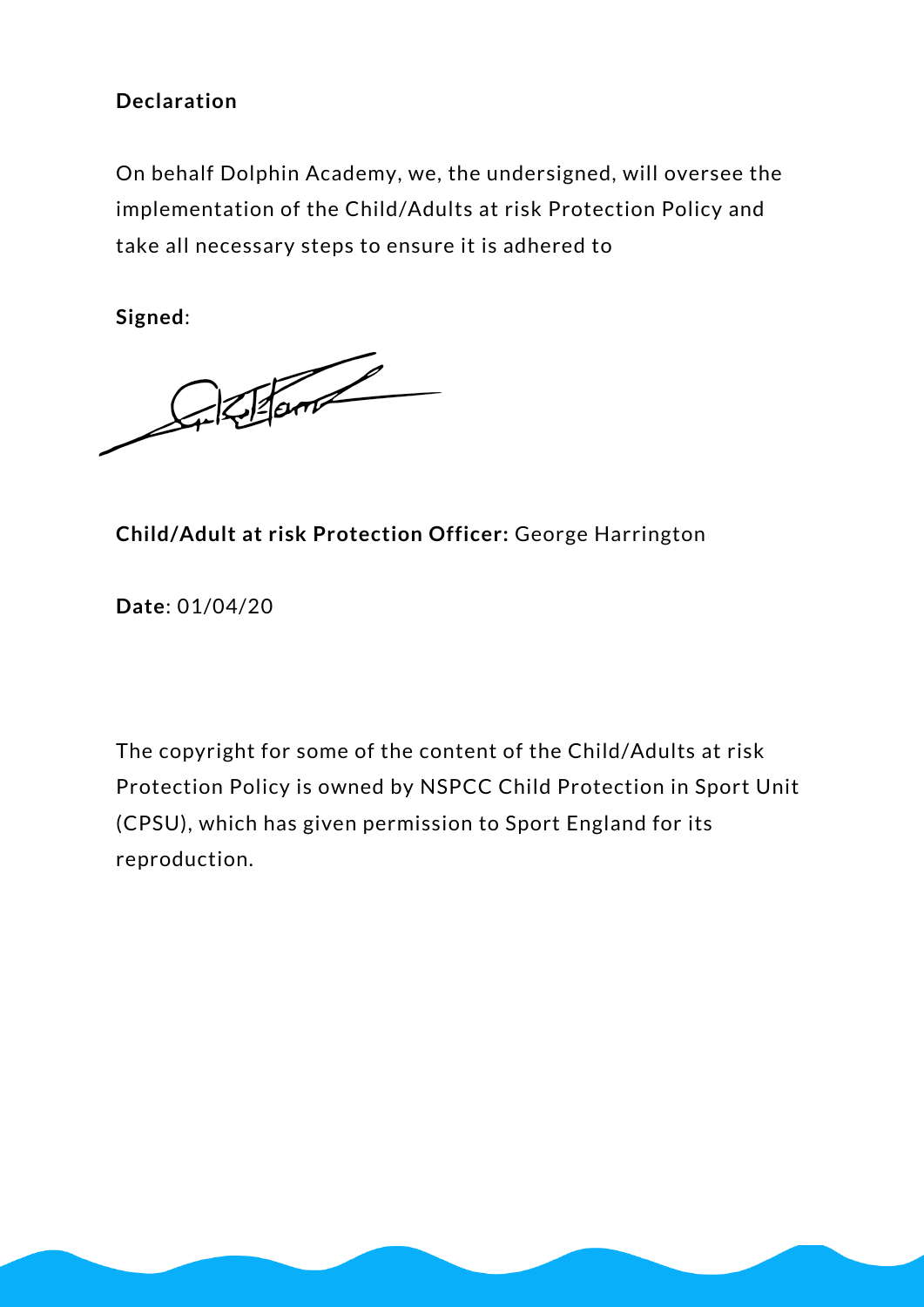**Declaration**

On behalf Dolphin Academy, we, the undersigned, will oversee the implementation of the Child/Adults at risk Protection Policy and take all necessary steps to ensure it is adhered to

**Signed**:

**Child/Adult at risk Protection Officer:** George Harrington

**Date**: 01/04/20

The copyright for some of the content of the Child/Adults at risk Protection Policy is owned by NSPCC Child Protection in Sport Unit (CPSU), which has given permission to Sport England for its reproduction.